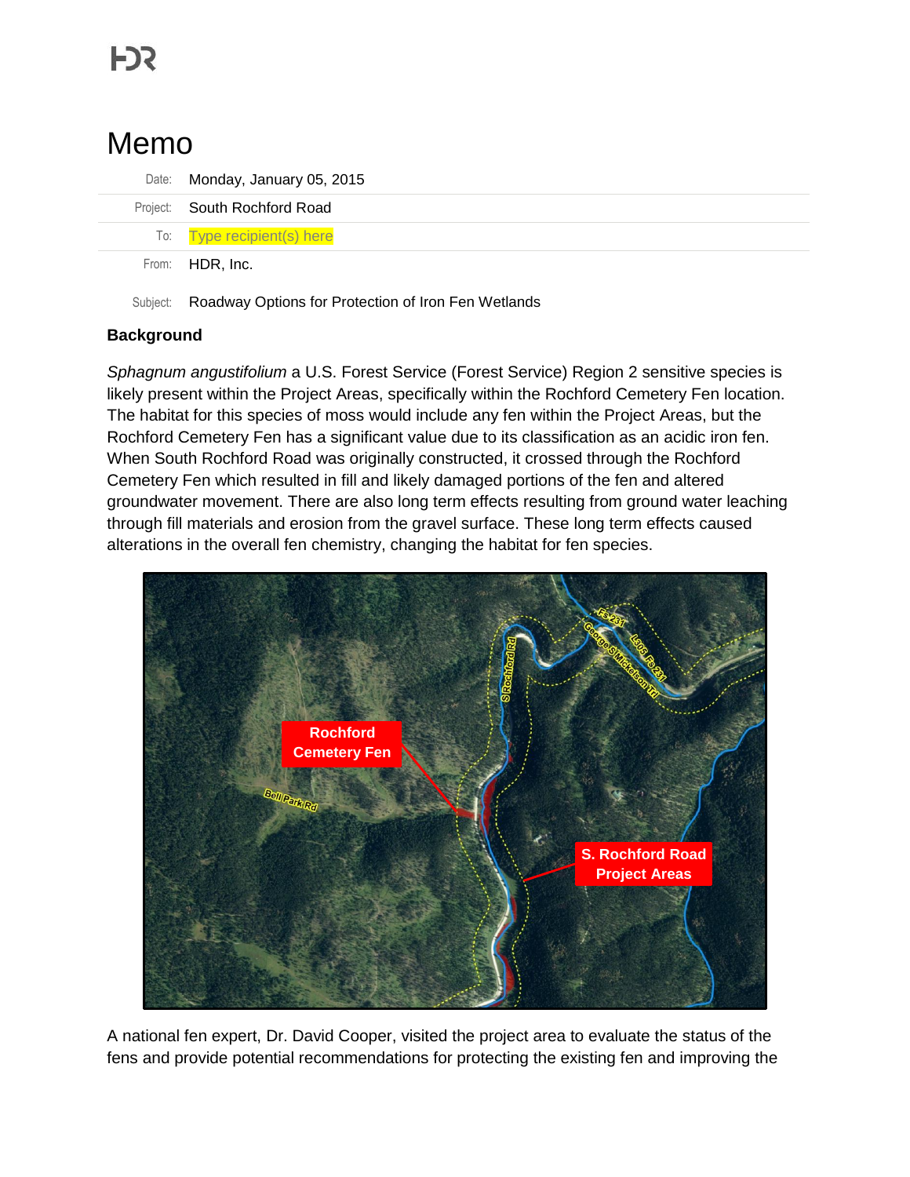# Memo

| | |
|---|---|
| Date: | Monday, January 05, 2015 |
| Project: | South Rochford Road |
| To: | Type recipient(s) here |
| From: | HDR, Inc. |
| Subject: | Roadway Options for Protection of Iron Fen Wetlands |

## Background

*Sphagnum angustifolium* a U.S. Forest Service (Forest Service) Region 2 sensitive species is likely present within the Project Areas, specifically within the Rochford Cemetery Fen location. The habitat for this species of moss would include any fen within the Project Areas, but the Rochford Cemetery Fen has a significant value due to its classification as an acidic iron fen. When South Rochford Road was originally constructed, it crossed through the Rochford Cemetery Fen which resulted in fill and likely damaged portions of the fen and altered groundwater movement. There are also long term effects resulting from ground water leaching through fill materials and erosion from the gravel surface. These long term effects caused alterations in the overall fen chemistry, changing the habitat for fen species.

A national fen expert, Dr. David Cooper, visited the project area to evaluate the status of the fens and provide potential recommendations for protecting the existing fen and improving the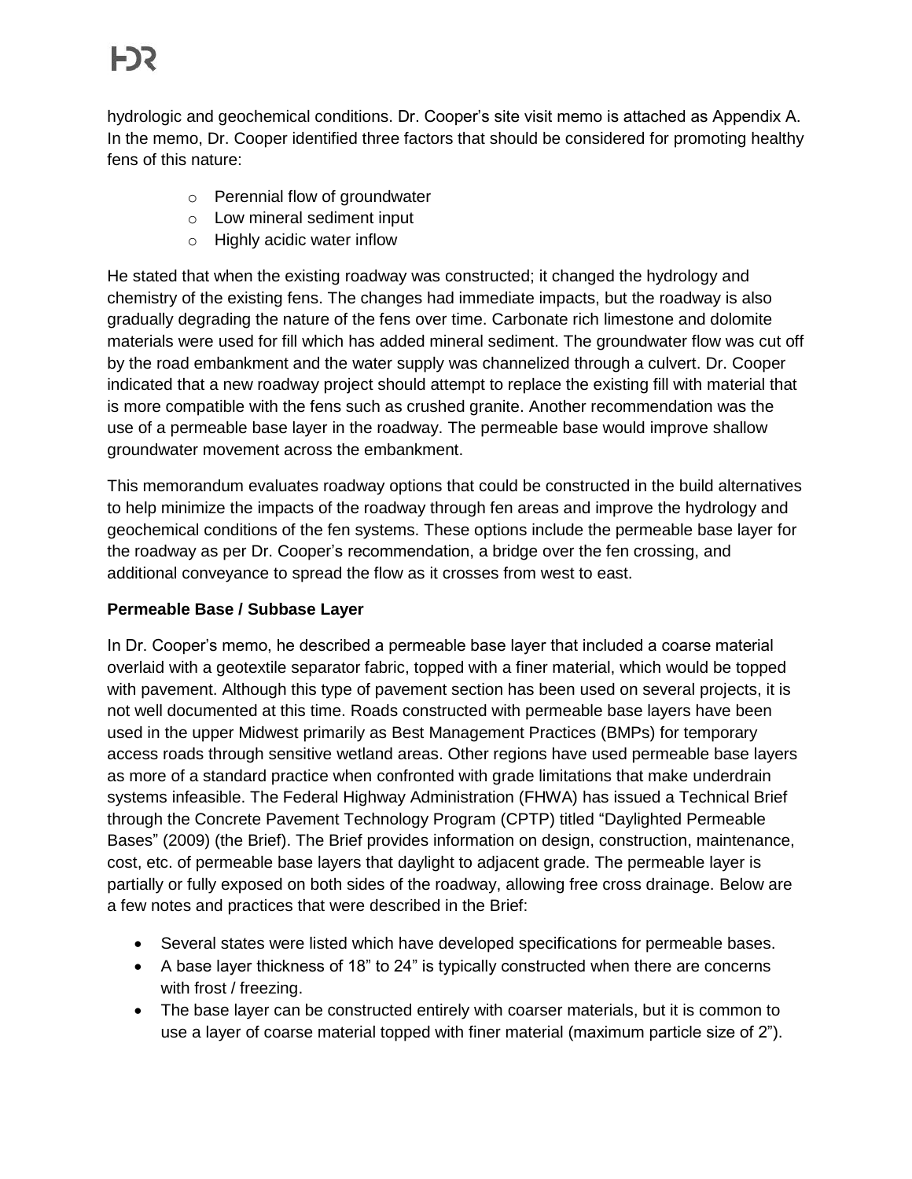hydrologic and geochemical conditions. Dr. Cooper's site visit memo is attached as Appendix A. In the memo, Dr. Cooper identified three factors that should be considered for promoting healthy fens of this nature:

- Perennial flow of groundwater
- Low mineral sediment input
- Highly acidic water inflow

He stated that when the existing roadway was constructed; it changed the hydrology and chemistry of the existing fens. The changes had immediate impacts, but the roadway is also gradually degrading the nature of the fens over time. Carbonate rich limestone and dolomite materials were used for fill which has added mineral sediment. The groundwater flow was cut off by the road embankment and the water supply was channelized through a culvert. Dr. Cooper indicated that a new roadway project should attempt to replace the existing fill with material that is more compatible with the fens such as crushed granite. Another recommendation was the use of a permeable base layer in the roadway. The permeable base would improve shallow groundwater movement across the embankment.

This memorandum evaluates roadway options that could be constructed in the build alternatives to help minimize the impacts of the roadway through fen areas and improve the hydrology and geochemical conditions of the fen systems. These options include the permeable base layer for the roadway as per Dr. Cooper's recommendation, a bridge over the fen crossing, and additional conveyance to spread the flow as it crosses from west to east.

**Permeable Base / Subbase Layer**

In Dr. Cooper's memo, he described a permeable base layer that included a coarse material overlaid with a geotextile separator fabric, topped with a finer material, which would be topped with pavement. Although this type of pavement section has been used on several projects, it is not well documented at this time. Roads constructed with permeable base layers have been used in the upper Midwest primarily as Best Management Practices (BMPs) for temporary access roads through sensitive wetland areas. Other regions have used permeable base layers as more of a standard practice when confronted with grade limitations that make underdrain systems infeasible. The Federal Highway Administration (FHWA) has issued a Technical Brief through the Concrete Pavement Technology Program (CPTP) titled "Daylighted Permeable Bases" (2009) (the Brief). The Brief provides information on design, construction, maintenance, cost, etc. of permeable base layers that daylight to adjacent grade. The permeable layer is partially or fully exposed on both sides of the roadway, allowing free cross drainage. Below are a few notes and practices that were described in the Brief:

- Several states were listed which have developed specifications for permeable bases.
- A base layer thickness of 18" to 24" is typically constructed when there are concerns with frost / freezing.
- The base layer can be constructed entirely with coarser materials, but it is common to use a layer of coarse material topped with finer material (maximum particle size of 2").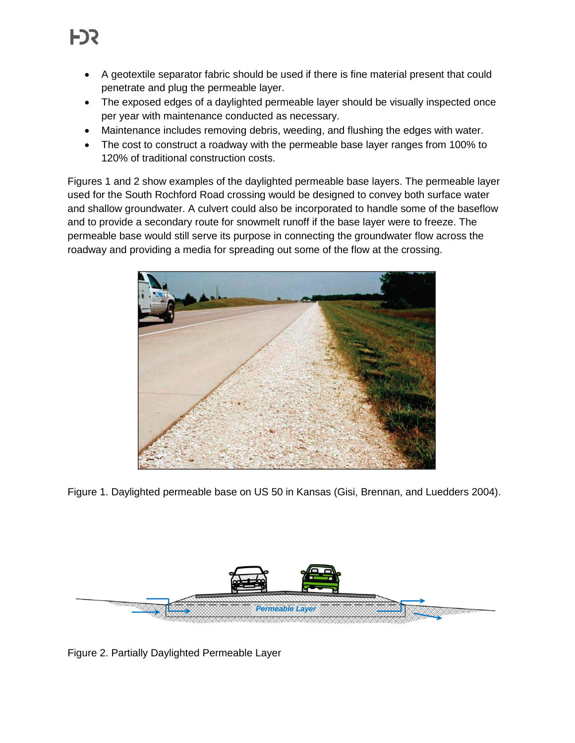- A geotextile separator fabric should be used if there is fine material present that could penetrate and plug the permeable layer.
- The exposed edges of a daylighted permeable layer should be visually inspected once per year with maintenance conducted as necessary.
- Maintenance includes removing debris, weeding, and flushing the edges with water.
- The cost to construct a roadway with the permeable base layer ranges from 100% to 120% of traditional construction costs.

Figures 1 and 2 show examples of the daylighted permeable base layers. The permeable layer used for the South Rochford Road crossing would be designed to convey both surface water and shallow groundwater. A culvert could also be incorporated to handle some of the baseflow and to provide a secondary route for snowmelt runoff if the base layer were to freeze. The permeable base would still serve its purpose in connecting the groundwater flow across the roadway and providing a media for spreading out some of the flow at the crossing.

Figure 1. Daylighted permeable base on US 50 in Kansas (Gisi, Brennan, and Luedders 2004).

Figure 2. Partially Daylighted Permeable Layer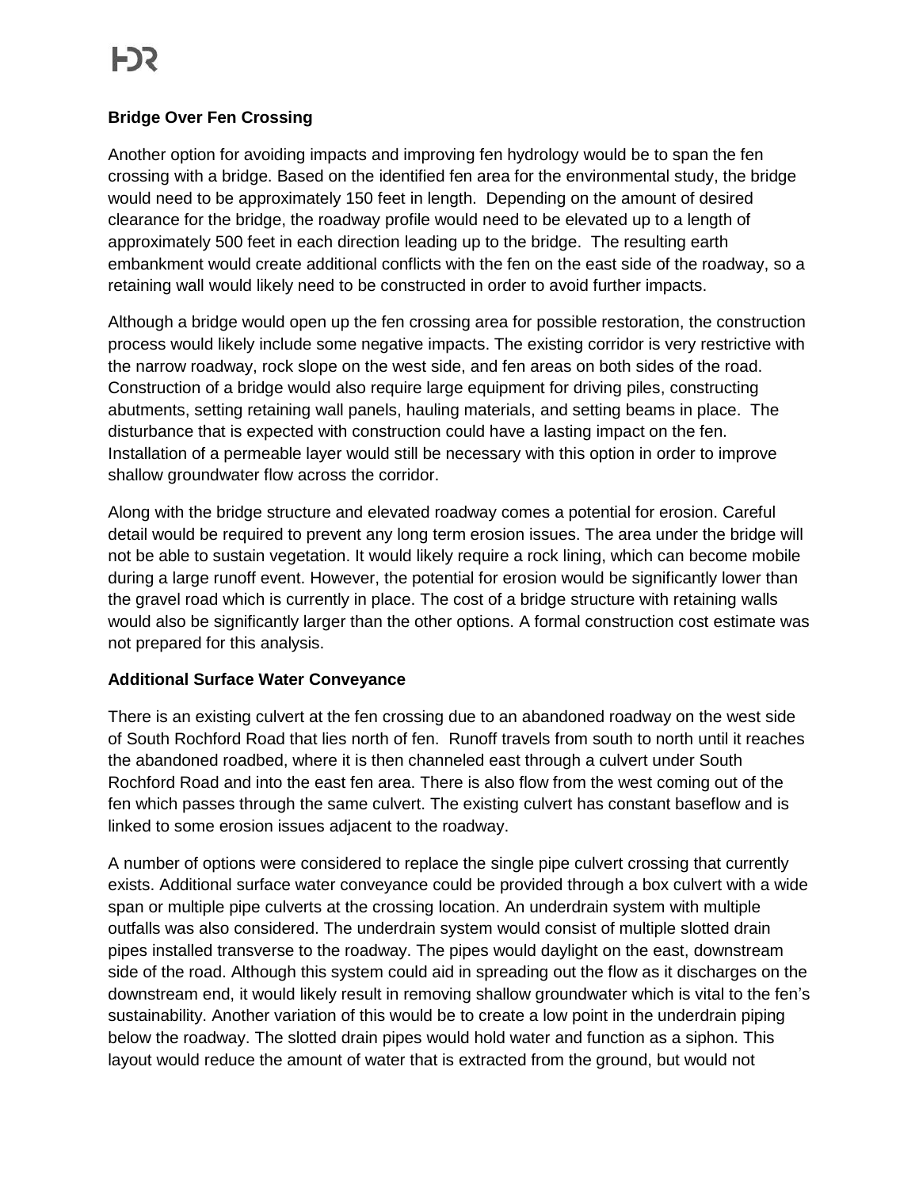### Bridge Over Fen Crossing

Another option for avoiding impacts and improving fen hydrology would be to span the fen crossing with a bridge. Based on the identified fen area for the environmental study, the bridge would need to be approximately 150 feet in length. Depending on the amount of desired clearance for the bridge, the roadway profile would need to be elevated up to a length of approximately 500 feet in each direction leading up to the bridge. The resulting earth embankment would create additional conflicts with the fen on the east side of the roadway, so a retaining wall would likely need to be constructed in order to avoid further impacts.

Although a bridge would open up the fen crossing area for possible restoration, the construction process would likely include some negative impacts. The existing corridor is very restrictive with the narrow roadway, rock slope on the west side, and fen areas on both sides of the road. Construction of a bridge would also require large equipment for driving piles, constructing abutments, setting retaining wall panels, hauling materials, and setting beams in place. The disturbance that is expected with construction could have a lasting impact on the fen. Installation of a permeable layer would still be necessary with this option in order to improve shallow groundwater flow across the corridor.

Along with the bridge structure and elevated roadway comes a potential for erosion. Careful detail would be required to prevent any long term erosion issues. The area under the bridge will not be able to sustain vegetation. It would likely require a rock lining, which can become mobile during a large runoff event. However, the potential for erosion would be significantly lower than the gravel road which is currently in place. The cost of a bridge structure with retaining walls would also be significantly larger than the other options. A formal construction cost estimate was not prepared for this analysis.

### Additional Surface Water Conveyance

There is an existing culvert at the fen crossing due to an abandoned roadway on the west side of South Rochford Road that lies north of fen. Runoff travels from south to north until it reaches the abandoned roadbed, where it is then channeled east through a culvert under South Rochford Road and into the east fen area. There is also flow from the west coming out of the fen which passes through the same culvert. The existing culvert has constant baseflow and is linked to some erosion issues adjacent to the roadway.

A number of options were considered to replace the single pipe culvert crossing that currently exists. Additional surface water conveyance could be provided through a box culvert with a wide span or multiple pipe culverts at the crossing location. An underdrain system with multiple outfalls was also considered. The underdrain system would consist of multiple slotted drain pipes installed transverse to the roadway. The pipes would daylight on the east, downstream side of the road. Although this system could aid in spreading out the flow as it discharges on the downstream end, it would likely result in removing shallow groundwater which is vital to the fen's sustainability. Another variation of this would be to create a low point in the underdrain piping below the roadway. The slotted drain pipes would hold water and function as a siphon. This layout would reduce the amount of water that is extracted from the ground, but would not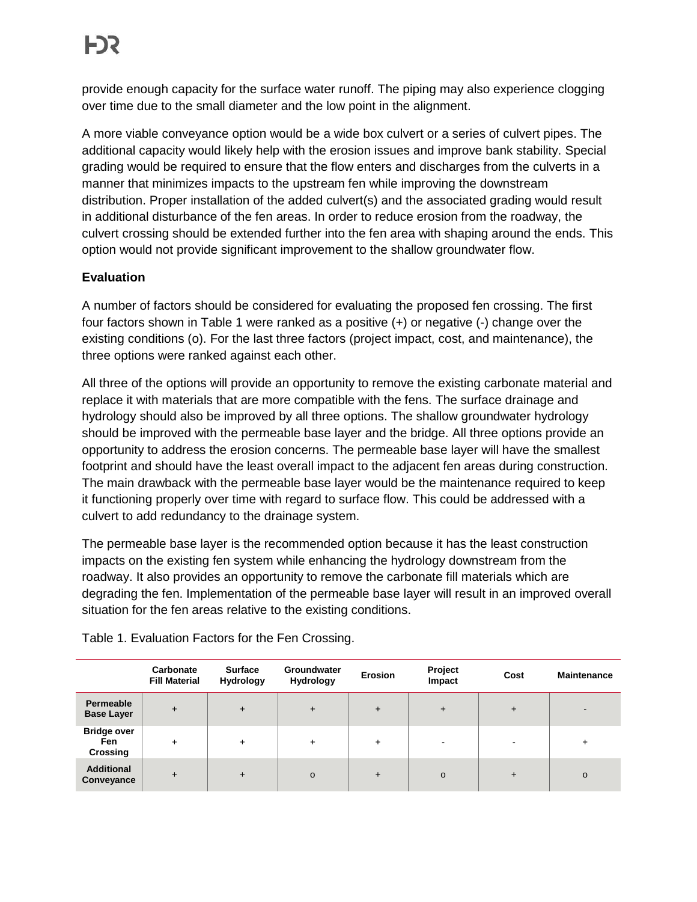provide enough capacity for the surface water runoff. The piping may also experience clogging over time due to the small diameter and the low point in the alignment.

A more viable conveyance option would be a wide box culvert or a series of culvert pipes. The additional capacity would likely help with the erosion issues and improve bank stability. Special grading would be required to ensure that the flow enters and discharges from the culverts in a manner that minimizes impacts to the upstream fen while improving the downstream distribution. Proper installation of the added culvert(s) and the associated grading would result in additional disturbance of the fen areas. In order to reduce erosion from the roadway, the culvert crossing should be extended further into the fen area with shaping around the ends. This option would not provide significant improvement to the shallow groundwater flow.

### Evaluation

A number of factors should be considered for evaluating the proposed fen crossing. The first four factors shown in Table 1 were ranked as a positive (+) or negative (-) change over the existing conditions (o). For the last three factors (project impact, cost, and maintenance), the three options were ranked against each other.

All three of the options will provide an opportunity to remove the existing carbonate material and replace it with materials that are more compatible with the fens. The surface drainage and hydrology should also be improved by all three options. The shallow groundwater hydrology should be improved with the permeable base layer and the bridge. All three options provide an opportunity to address the erosion concerns. The permeable base layer will have the smallest footprint and should have the least overall impact to the adjacent fen areas during construction. The main drawback with the permeable base layer would be the maintenance required to keep it functioning properly over time with regard to surface flow. This could be addressed with a culvert to add redundancy to the drainage system.

The permeable base layer is the recommended option because it has the least construction impacts on the existing fen system while enhancing the hydrology downstream from the roadway. It also provides an opportunity to remove the carbonate fill materials which are degrading the fen. Implementation of the permeable base layer will result in an improved overall situation for the fen areas relative to the existing conditions.

Table 1. Evaluation Factors for the Fen Crossing.

| | Carbonate Fill Material | Surface Hydrology | Groundwater Hydrology | Erosion | Project Impact | Cost | Maintenance |
|---|---|---|---|---|---|---|---|
| **Permeable Base Layer** | + | + | + | + | + | + | - |
| **Bridge over Fen Crossing** | + | + | + | + | - | - | + |
| **Additional Conveyance** | + | + | o | + | o | + | o |